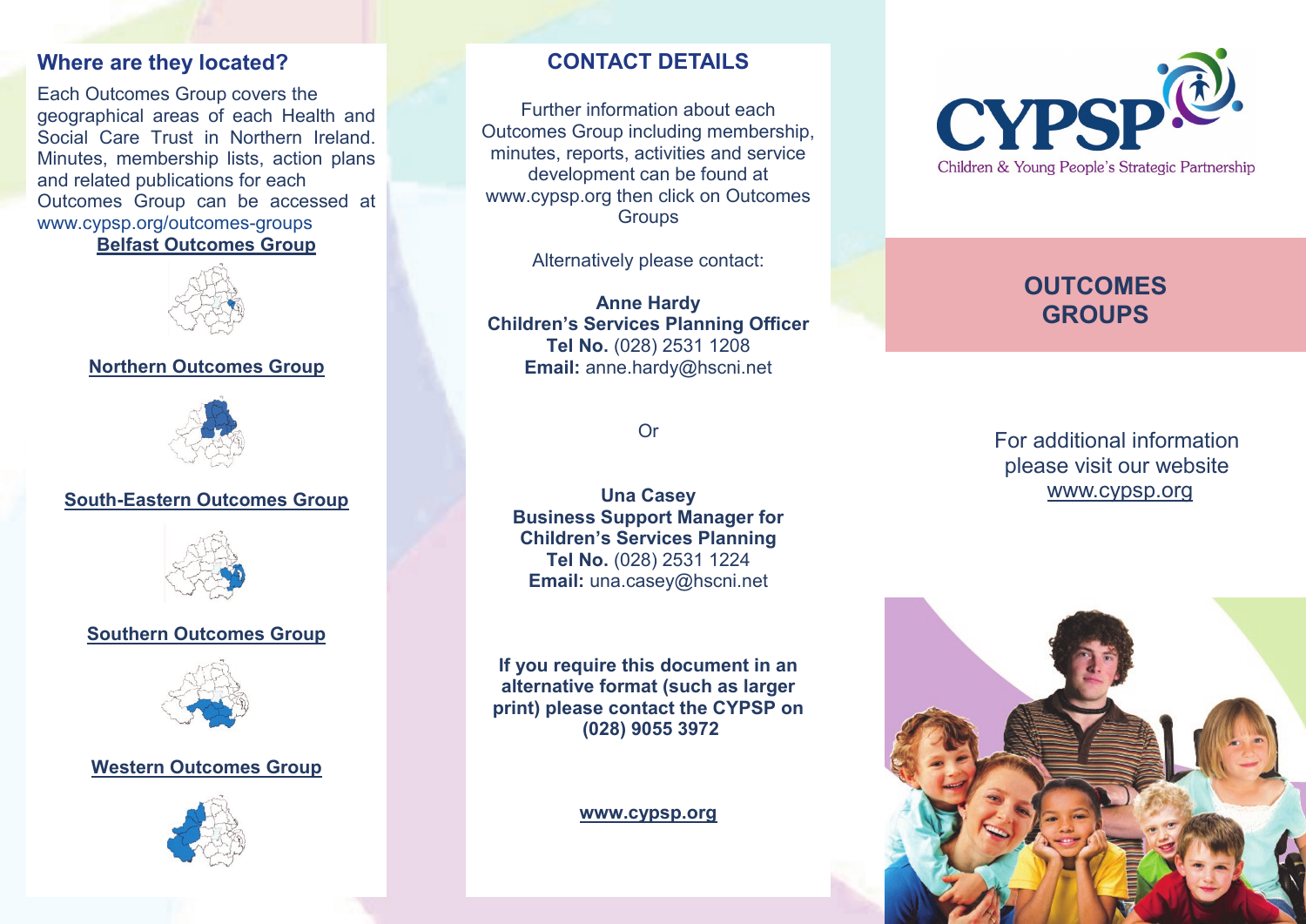## Where are they located?

Each Outcomes Group covers the geographical areas of each Health and Social Care Trust in Northern Ireland. Minutes, membership lists, action plans and related publications for each Outcomes Group can be accessed at www.cypsp.org/outcomes-groups

**Belfast Outcomes Group**

**Northern Outcomes Group**

**South-Eastern Outcomes Group**

**Southern Outcomes Group**

**Western Outcomes Group**

## CONTACT DETAILS

Further information about each Outcomes Group including membership, minutes, reports, activities and service development can be found at www.cypsp.org then click on Outcomes Groups

Alternatively please contact:

**Anne Hardy**
**Children's Services Planning Officer**
**Tel No.** (028) 2531 1208
**Email:** anne.hardy@hscni.net

Or

**Una Casey**
**Business Support Manager for Children's Services Planning**
**Tel No.** (028) 2531 1224
**Email:** una.casey@hscni.net

**If you require this document in an alternative format (such as larger print) please contact the CYPSP on (028) 9055 3972**

**www.cypsp.org**

CYPSP
Children & Young People's Strategic Partnership

# OUTCOMES GROUPS

For additional information please visit our website www.cypsp.org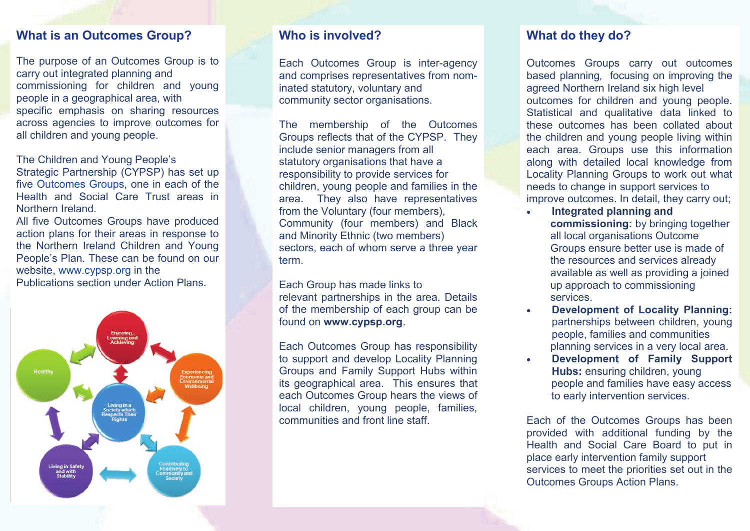## What is an Outcomes Group?

The purpose of an Outcomes Group is to carry out integrated planning and commissioning for children and young people in a geographical area, with specific emphasis on sharing resources across agencies to improve outcomes for all children and young people.

The Children and Young People's Strategic Partnership (CYPSP) has set up five Outcomes Groups, one in each of the Health and Social Care Trust areas in Northern Ireland.

All five Outcomes Groups have produced action plans for their areas in response to the Northern Ireland Children and Young People's Plan. These can be found on our website, www.cypsp.org in the Publications section under Action Plans.

Enjoying, Learning and Achieving

Healthy

Experiencing Economic and Environmental Wellbeing

Living in a Society which Respects Their Rights

Living in Safety and with Stability

Contributing Positively to Community and Society

## Who is involved?

Each Outcomes Group is inter-agency and comprises representatives from nominated statutory, voluntary and community sector organisations.

The membership of the Outcomes Groups reflects that of the CYPSP. They include senior managers from all statutory organisations that have a responsibility to provide services for children, young people and families in the area. They also have representatives from the Voluntary (four members), Community (four members) and Black and Minority Ethnic (two members) sectors, each of whom serve a three year term.

Each Group has made links to relevant partnerships in the area. Details of the membership of each group can be found on **www.cypsp.org**.

Each Outcomes Group has responsibility to support and develop Locality Planning Groups and Family Support Hubs within its geographical area. This ensures that each Outcomes Group hears the views of local children, young people, families, communities and front line staff.

## What do they do?

Outcomes Groups carry out outcomes based planning, focusing on improving the agreed Northern Ireland six high level outcomes for children and young people. Statistical and qualitative data linked to these outcomes has been collated about the children and young people living within each area. Groups use this information along with detailed local knowledge from Locality Planning Groups to work out what needs to change in support services to improve outcomes. In detail, they carry out;

- **Integrated planning and commissioning:** by bringing together all local organisations Outcome Groups ensure better use is made of the resources and services already available as well as providing a joined up approach to commissioning services.
- **Development of Locality Planning:** partnerships between children, young people, families and communities planning services in a very local area.
- **Development of Family Support Hubs:** ensuring children, young people and families have easy access to early intervention services.

Each of the Outcomes Groups has been provided with additional funding by the Health and Social Care Board to put in place early intervention family support services to meet the priorities set out in the Outcomes Groups Action Plans.